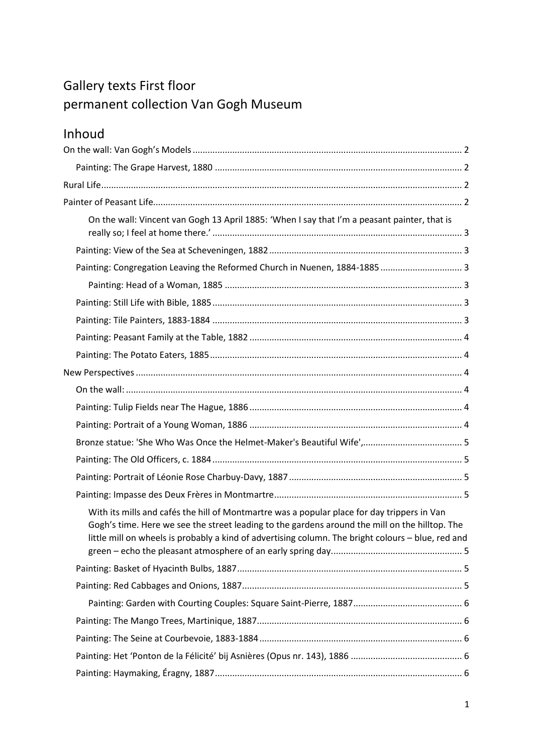# Gallery texts First floor
# permanent collection Van Gogh Museum

## Inhoud

On the wall: Van Gogh's Models ........................................................................ 2

- Painting: The Grape Harvest, 1880 ........................................................................ 2

Rural Life........................................................................ 2

Painter of Peasant Life........................................................................ 2

- On the wall: Vincent van Gogh 13 April 1885: 'When I say that I'm a peasant painter, that is really so; I feel at home there.' ........................................................................ 3
- Painting: View of the Sea at Scheveningen, 1882 ........................................................................ 3
- Painting: Congregation Leaving the Reformed Church in Nuenen, 1884-1885 ........................................................................ 3
  - Painting: Head of a Woman, 1885 ........................................................................ 3
- Painting: Still Life with Bible, 1885 ........................................................................ 3
- Painting: Tile Painters, 1883-1884 ........................................................................ 3
- Painting: Peasant Family at the Table, 1882 ........................................................................ 4
- Painting: The Potato Eaters, 1885 ........................................................................ 4

New Perspectives ........................................................................ 4

- On the wall: ........................................................................ 4
- Painting: Tulip Fields near The Hague, 1886 ........................................................................ 4
- Painting: Portrait of a Young Woman, 1886 ........................................................................ 4
- Bronze statue: 'She Who Was Once the Helmet-Maker's Beautiful Wife', ........................................................................ 5
- Painting: The Old Officers, c. 1884 ........................................................................ 5
- Painting: Portrait of Léonie Rose Charbuy-Davy, 1887 ........................................................................ 5
- Painting: Impasse des Deux Frères in Montmartre ........................................................................ 5
  - With its mills and cafés the hill of Montmartre was a popular place for day trippers in Van Gogh's time. Here we see the street leading to the gardens around the mill on the hilltop. The little mill on wheels is probably a kind of advertising column. The bright colours – blue, red and green – echo the pleasant atmosphere of an early spring day. ........................................................................ 5
- Painting: Basket of Hyacinth Bulbs, 1887 ........................................................................ 5
- Painting: Red Cabbages and Onions, 1887 ........................................................................ 5
  - Painting: Garden with Courting Couples: Square Saint-Pierre, 1887 ........................................................................ 6
- Painting: The Mango Trees, Martinique, 1887 ........................................................................ 6
- Painting: The Seine at Courbevoie, 1883-1884 ........................................................................ 6
- Painting: Het 'Ponton de la Félicité' bij Asnières (Opus nr. 143), 1886 ........................................................................ 6
- Painting: Haymaking, Éragny, 1887 ........................................................................ 6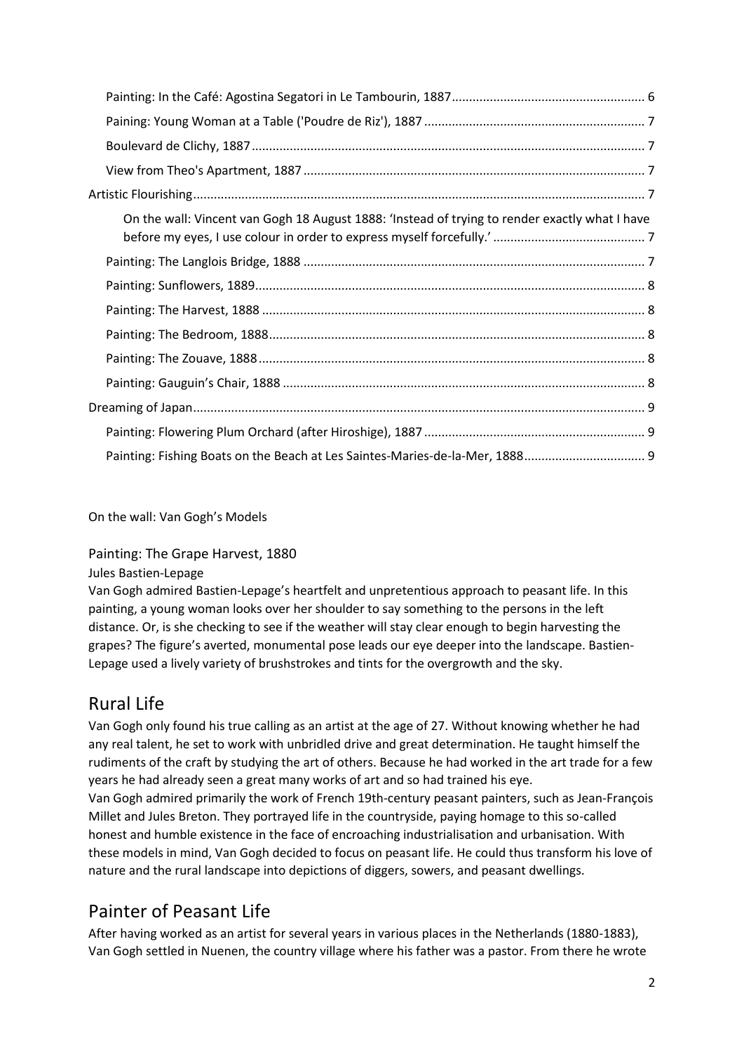Painting: In the Café: Agostina Segatori in Le Tambourin, 1887 ........ 6
Paining: Young Woman at a Table ('Poudre de Riz'), 1887 ........ 7
Boulevard de Clichy, 1887 ........ 7
View from Theo's Apartment, 1887 ........ 7
Artistic Flourishing ........ 7
On the wall: Vincent van Gogh 18 August 1888: 'Instead of trying to render exactly what I have before my eyes, I use colour in order to express myself forcefully.' ........ 7
Painting: The Langlois Bridge, 1888 ........ 7
Painting: Sunflowers, 1889 ........ 8
Painting: The Harvest, 1888 ........ 8
Painting: The Bedroom, 1888 ........ 8
Painting: The Zouave, 1888 ........ 8
Painting: Gauguin's Chair, 1888 ........ 8
Dreaming of Japan ........ 9
Painting: Flowering Plum Orchard (after Hiroshige), 1887 ........ 9
Painting: Fishing Boats on the Beach at Les Saintes-Maries-de-la-Mer, 1888 ........ 9

On the wall: Van Gogh's Models

### Painting: The Grape Harvest, 1880

Jules Bastien-Lepage

Van Gogh admired Bastien-Lepage's heartfelt and unpretentious approach to peasant life. In this painting, a young woman looks over her shoulder to say something to the persons in the left distance. Or, is she checking to see if the weather will stay clear enough to begin harvesting the grapes? The figure's averted, monumental pose leads our eye deeper into the landscape. Bastien-Lepage used a lively variety of brushstrokes and tints for the overgrowth and the sky.

## Rural Life

Van Gogh only found his true calling as an artist at the age of 27. Without knowing whether he had any real talent, he set to work with unbridled drive and great determination. He taught himself the rudiments of the craft by studying the art of others. Because he had worked in the art trade for a few years he had already seen a great many works of art and so had trained his eye.

Van Gogh admired primarily the work of French 19th-century peasant painters, such as Jean-François Millet and Jules Breton. They portrayed life in the countryside, paying homage to this so-called honest and humble existence in the face of encroaching industrialisation and urbanisation. With these models in mind, Van Gogh decided to focus on peasant life. He could thus transform his love of nature and the rural landscape into depictions of diggers, sowers, and peasant dwellings.

## Painter of Peasant Life

After having worked as an artist for several years in various places in the Netherlands (1880-1883), Van Gogh settled in Nuenen, the country village where his father was a pastor. From there he wrote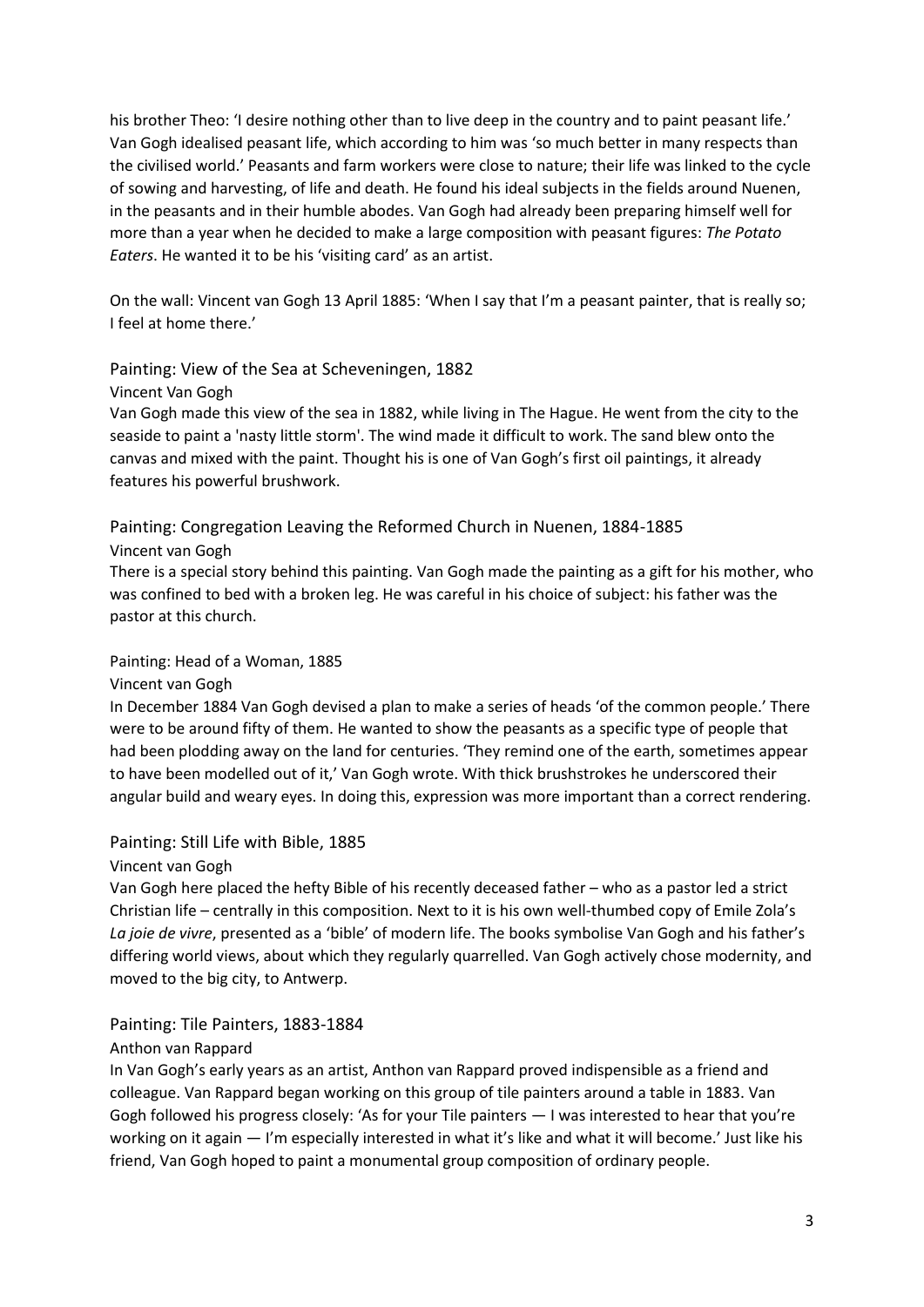his brother Theo: 'I desire nothing other than to live deep in the country and to paint peasant life.' Van Gogh idealised peasant life, which according to him was 'so much better in many respects than the civilised world.' Peasants and farm workers were close to nature; their life was linked to the cycle of sowing and harvesting, of life and death. He found his ideal subjects in the fields around Nuenen, in the peasants and in their humble abodes. Van Gogh had already been preparing himself well for more than a year when he decided to make a large composition with peasant figures: *The Potato Eaters*. He wanted it to be his 'visiting card' as an artist.

On the wall: Vincent van Gogh 13 April 1885: 'When I say that I'm a peasant painter, that is really so; I feel at home there.'

## Painting: View of the Sea at Scheveningen, 1882

Vincent Van Gogh

Van Gogh made this view of the sea in 1882, while living in The Hague. He went from the city to the seaside to paint a 'nasty little storm'. The wind made it difficult to work. The sand blew onto the canvas and mixed with the paint. Thought his is one of Van Gogh's first oil paintings, it already features his powerful brushwork.

## Painting: Congregation Leaving the Reformed Church in Nuenen, 1884-1885

Vincent van Gogh

There is a special story behind this painting. Van Gogh made the painting as a gift for his mother, who was confined to bed with a broken leg. He was careful in his choice of subject: his father was the pastor at this church.

## Painting: Head of a Woman, 1885

Vincent van Gogh

In December 1884 Van Gogh devised a plan to make a series of heads 'of the common people.' There were to be around fifty of them. He wanted to show the peasants as a specific type of people that had been plodding away on the land for centuries. 'They remind one of the earth, sometimes appear to have been modelled out of it,' Van Gogh wrote. With thick brushstrokes he underscored their angular build and weary eyes. In doing this, expression was more important than a correct rendering.

## Painting: Still Life with Bible, 1885

Vincent van Gogh

Van Gogh here placed the hefty Bible of his recently deceased father – who as a pastor led a strict Christian life – centrally in this composition. Next to it is his own well-thumbed copy of Emile Zola's *La joie de vivre*, presented as a 'bible' of modern life. The books symbolise Van Gogh and his father's differing world views, about which they regularly quarrelled. Van Gogh actively chose modernity, and moved to the big city, to Antwerp.

## Painting: Tile Painters, 1883-1884

Anthon van Rappard

In Van Gogh's early years as an artist, Anthon van Rappard proved indispensible as a friend and colleague. Van Rappard began working on this group of tile painters around a table in 1883. Van Gogh followed his progress closely: 'As for your Tile painters — I was interested to hear that you're working on it again — I'm especially interested in what it's like and what it will become.' Just like his friend, Van Gogh hoped to paint a monumental group composition of ordinary people.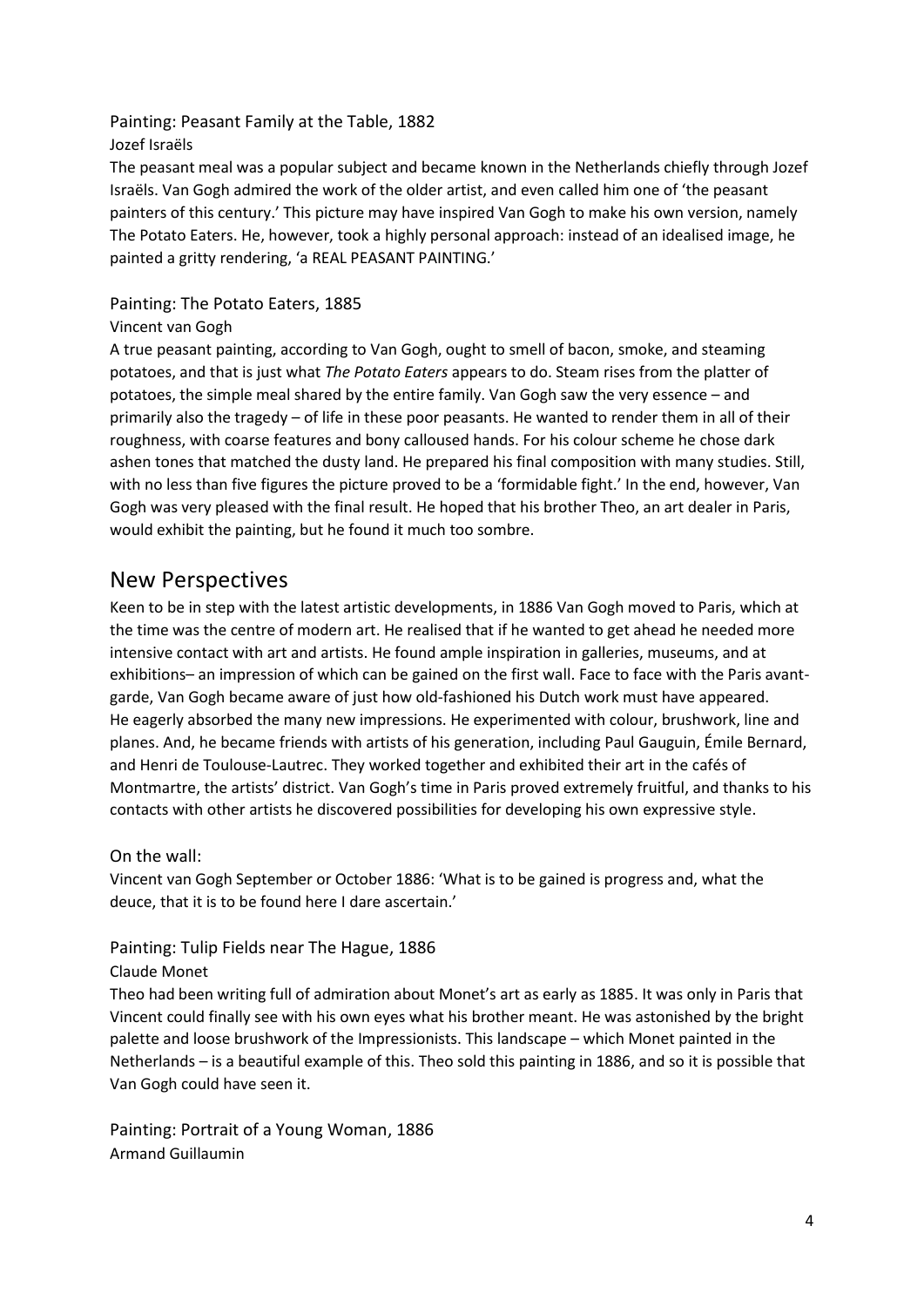### Painting: Peasant Family at the Table, 1882

Jozef Israëls

The peasant meal was a popular subject and became known in the Netherlands chiefly through Jozef Israëls. Van Gogh admired the work of the older artist, and even called him one of 'the peasant painters of this century.' This picture may have inspired Van Gogh to make his own version, namely The Potato Eaters. He, however, took a highly personal approach: instead of an idealised image, he painted a gritty rendering, 'a REAL PEASANT PAINTING.'

### Painting: The Potato Eaters, 1885

Vincent van Gogh

A true peasant painting, according to Van Gogh, ought to smell of bacon, smoke, and steaming potatoes, and that is just what *The Potato Eaters* appears to do. Steam rises from the platter of potatoes, the simple meal shared by the entire family. Van Gogh saw the very essence – and primarily also the tragedy – of life in these poor peasants. He wanted to render them in all of their roughness, with coarse features and bony calloused hands. For his colour scheme he chose dark ashen tones that matched the dusty land. He prepared his final composition with many studies. Still, with no less than five figures the picture proved to be a 'formidable fight.' In the end, however, Van Gogh was very pleased with the final result. He hoped that his brother Theo, an art dealer in Paris, would exhibit the painting, but he found it much too sombre.

## New Perspectives

Keen to be in step with the latest artistic developments, in 1886 Van Gogh moved to Paris, which at the time was the centre of modern art. He realised that if he wanted to get ahead he needed more intensive contact with art and artists. He found ample inspiration in galleries, museums, and at exhibitions– an impression of which can be gained on the first wall. Face to face with the Paris avant-garde, Van Gogh became aware of just how old-fashioned his Dutch work must have appeared. He eagerly absorbed the many new impressions. He experimented with colour, brushwork, line and planes. And, he became friends with artists of his generation, including Paul Gauguin, Émile Bernard, and Henri de Toulouse-Lautrec. They worked together and exhibited their art in the cafés of Montmartre, the artists' district. Van Gogh's time in Paris proved extremely fruitful, and thanks to his contacts with other artists he discovered possibilities for developing his own expressive style.

### On the wall:

Vincent van Gogh September or October 1886: 'What is to be gained is progress and, what the deuce, that it is to be found here I dare ascertain.'

### Painting: Tulip Fields near The Hague, 1886

Claude Monet

Theo had been writing full of admiration about Monet's art as early as 1885. It was only in Paris that Vincent could finally see with his own eyes what his brother meant. He was astonished by the bright palette and loose brushwork of the Impressionists. This landscape – which Monet painted in the Netherlands – is a beautiful example of this. Theo sold this painting in 1886, and so it is possible that Van Gogh could have seen it.

### Painting: Portrait of a Young Woman, 1886

Armand Guillaumin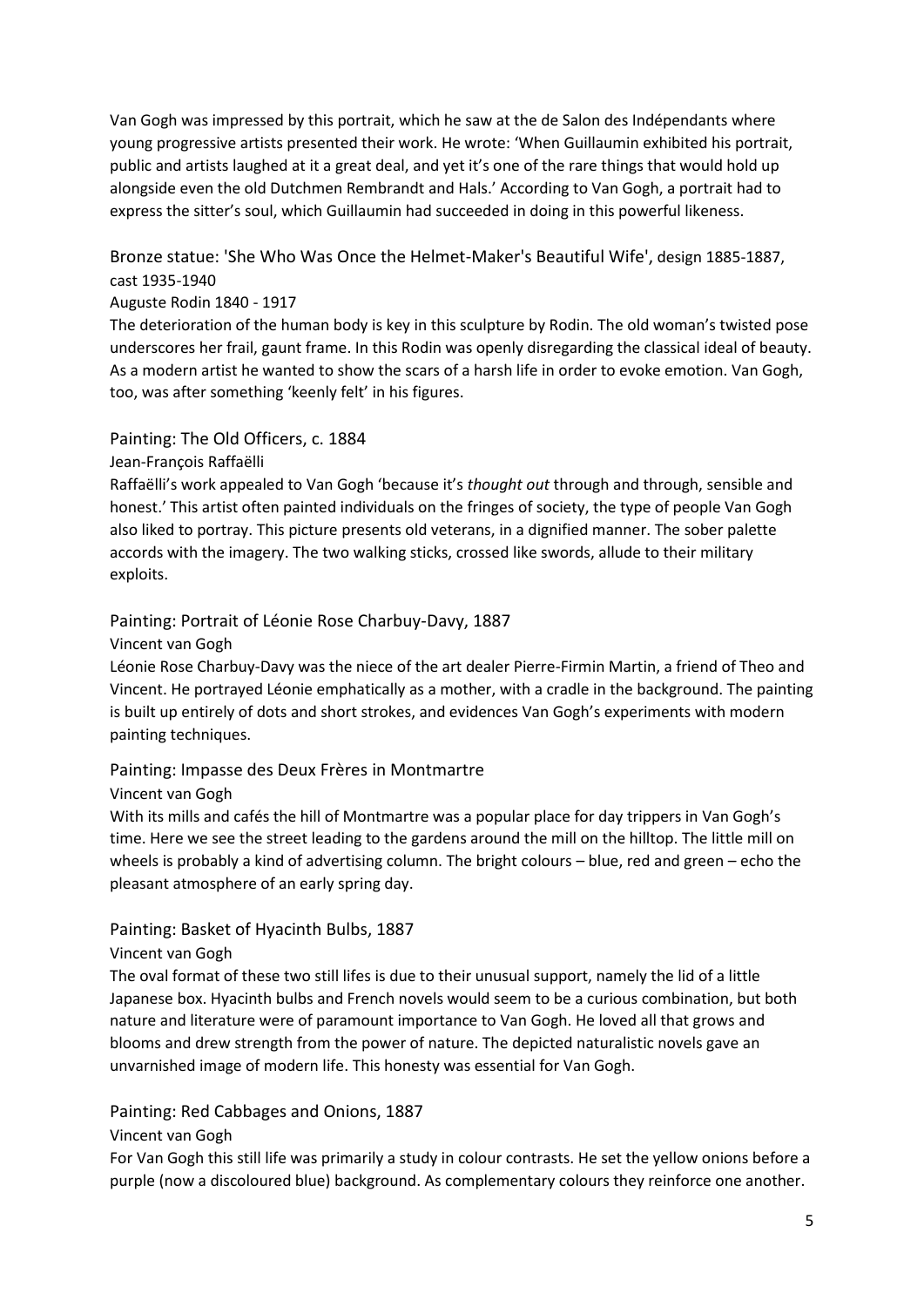Van Gogh was impressed by this portrait, which he saw at the de Salon des Indépendants where young progressive artists presented their work. He wrote: 'When Guillaumin exhibited his portrait, public and artists laughed at it a great deal, and yet it's one of the rare things that would hold up alongside even the old Dutchmen Rembrandt and Hals.' According to Van Gogh, a portrait had to express the sitter's soul, which Guillaumin had succeeded in doing in this powerful likeness.

## Bronze statue: 'She Who Was Once the Helmet-Maker's Beautiful Wife', design 1885-1887, cast 1935-1940

Auguste Rodin 1840 - 1917

The deterioration of the human body is key in this sculpture by Rodin. The old woman's twisted pose underscores her frail, gaunt frame. In this Rodin was openly disregarding the classical ideal of beauty. As a modern artist he wanted to show the scars of a harsh life in order to evoke emotion. Van Gogh, too, was after something 'keenly felt' in his figures.

## Painting: The Old Officers, c. 1884

Jean-François Raffaëlli

Raffaëlli's work appealed to Van Gogh 'because it's *thought out* through and through, sensible and honest.' This artist often painted individuals on the fringes of society, the type of people Van Gogh also liked to portray. This picture presents old veterans, in a dignified manner. The sober palette accords with the imagery. The two walking sticks, crossed like swords, allude to their military exploits.

## Painting: Portrait of Léonie Rose Charbuy-Davy, 1887

Vincent van Gogh

Léonie Rose Charbuy-Davy was the niece of the art dealer Pierre-Firmin Martin, a friend of Theo and Vincent. He portrayed Léonie emphatically as a mother, with a cradle in the background. The painting is built up entirely of dots and short strokes, and evidences Van Gogh's experiments with modern painting techniques.

## Painting: Impasse des Deux Frères in Montmartre

Vincent van Gogh

With its mills and cafés the hill of Montmartre was a popular place for day trippers in Van Gogh's time. Here we see the street leading to the gardens around the mill on the hilltop. The little mill on wheels is probably a kind of advertising column. The bright colours – blue, red and green – echo the pleasant atmosphere of an early spring day.

## Painting: Basket of Hyacinth Bulbs, 1887

Vincent van Gogh

The oval format of these two still lifes is due to their unusual support, namely the lid of a little Japanese box. Hyacinth bulbs and French novels would seem to be a curious combination, but both nature and literature were of paramount importance to Van Gogh. He loved all that grows and blooms and drew strength from the power of nature. The depicted naturalistic novels gave an unvarnished image of modern life. This honesty was essential for Van Gogh.

## Painting: Red Cabbages and Onions, 1887

Vincent van Gogh

For Van Gogh this still life was primarily a study in colour contrasts. He set the yellow onions before a purple (now a discoloured blue) background. As complementary colours they reinforce one another.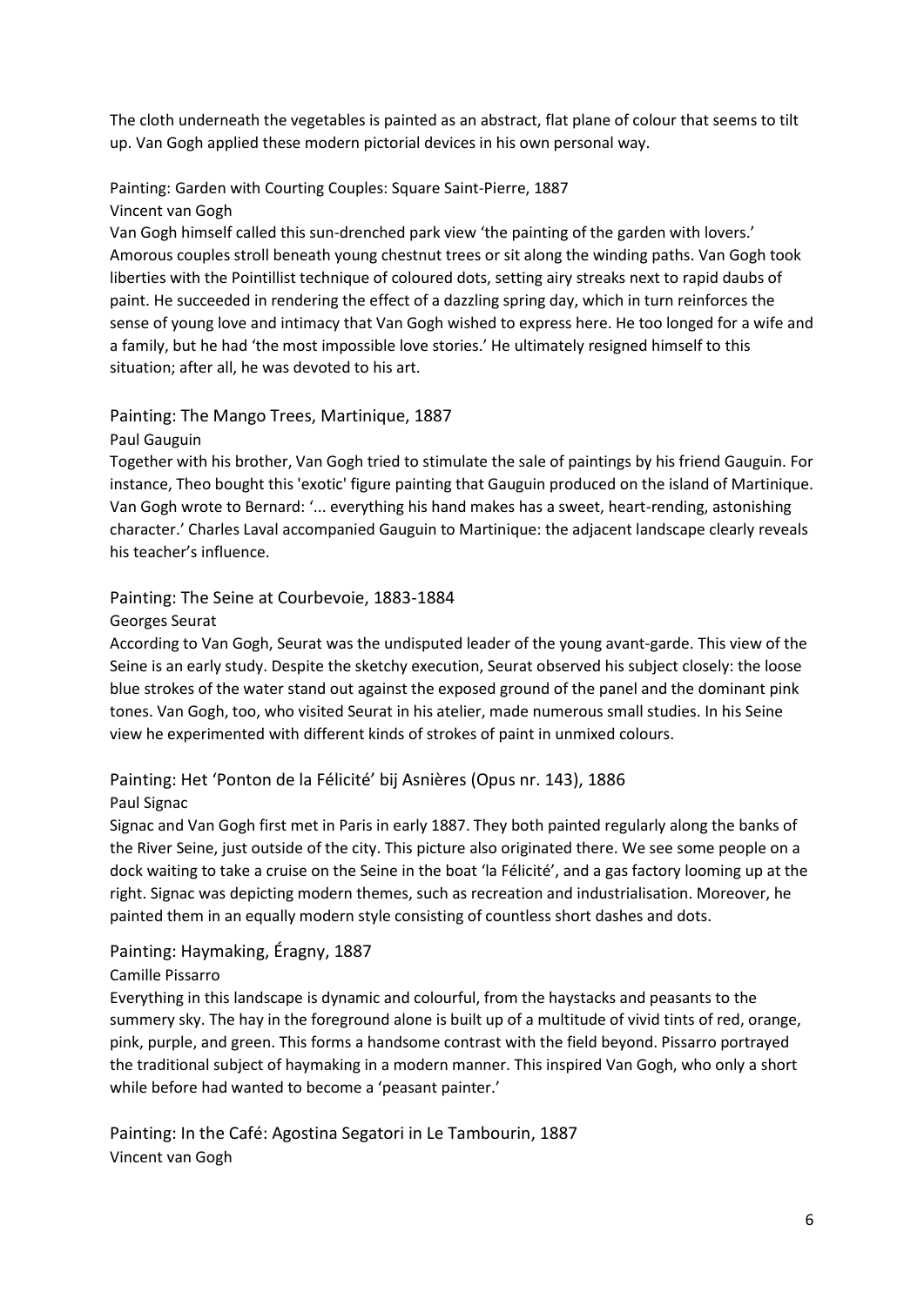The cloth underneath the vegetables is painted as an abstract, flat plane of colour that seems to tilt up. Van Gogh applied these modern pictorial devices in his own personal way.

Painting: Garden with Courting Couples: Square Saint-Pierre, 1887
Vincent van Gogh
Van Gogh himself called this sun-drenched park view 'the painting of the garden with lovers.' Amorous couples stroll beneath young chestnut trees or sit along the winding paths. Van Gogh took liberties with the Pointillist technique of coloured dots, setting airy streaks next to rapid daubs of paint. He succeeded in rendering the effect of a dazzling spring day, which in turn reinforces the sense of young love and intimacy that Van Gogh wished to express here. He too longed for a wife and a family, but he had 'the most impossible love stories.' He ultimately resigned himself to this situation; after all, he was devoted to his art.

## Painting: The Mango Trees, Martinique, 1887

Paul Gauguin
Together with his brother, Van Gogh tried to stimulate the sale of paintings by his friend Gauguin. For instance, Theo bought this 'exotic' figure painting that Gauguin produced on the island of Martinique. Van Gogh wrote to Bernard: '... everything his hand makes has a sweet, heart-rending, astonishing character.' Charles Laval accompanied Gauguin to Martinique: the adjacent landscape clearly reveals his teacher's influence.

## Painting: The Seine at Courbevoie, 1883-1884

Georges Seurat
According to Van Gogh, Seurat was the undisputed leader of the young avant-garde. This view of the Seine is an early study. Despite the sketchy execution, Seurat observed his subject closely: the loose blue strokes of the water stand out against the exposed ground of the panel and the dominant pink tones. Van Gogh, too, who visited Seurat in his atelier, made numerous small studies. In his Seine view he experimented with different kinds of strokes of paint in unmixed colours.

## Painting: Het 'Ponton de la Félicité' bij Asnières (Opus nr. 143), 1886

Paul Signac
Signac and Van Gogh first met in Paris in early 1887. They both painted regularly along the banks of the River Seine, just outside of the city. This picture also originated there. We see some people on a dock waiting to take a cruise on the Seine in the boat 'la Félicité', and a gas factory looming up at the right. Signac was depicting modern themes, such as recreation and industrialisation. Moreover, he painted them in an equally modern style consisting of countless short dashes and dots.

## Painting: Haymaking, Éragny, 1887

Camille Pissarro
Everything in this landscape is dynamic and colourful, from the haystacks and peasants to the summery sky. The hay in the foreground alone is built up of a multitude of vivid tints of red, orange, pink, purple, and green. This forms a handsome contrast with the field beyond. Pissarro portrayed the traditional subject of haymaking in a modern manner. This inspired Van Gogh, who only a short while before had wanted to become a 'peasant painter.'

## Painting: In the Café: Agostina Segatori in Le Tambourin, 1887

Vincent van Gogh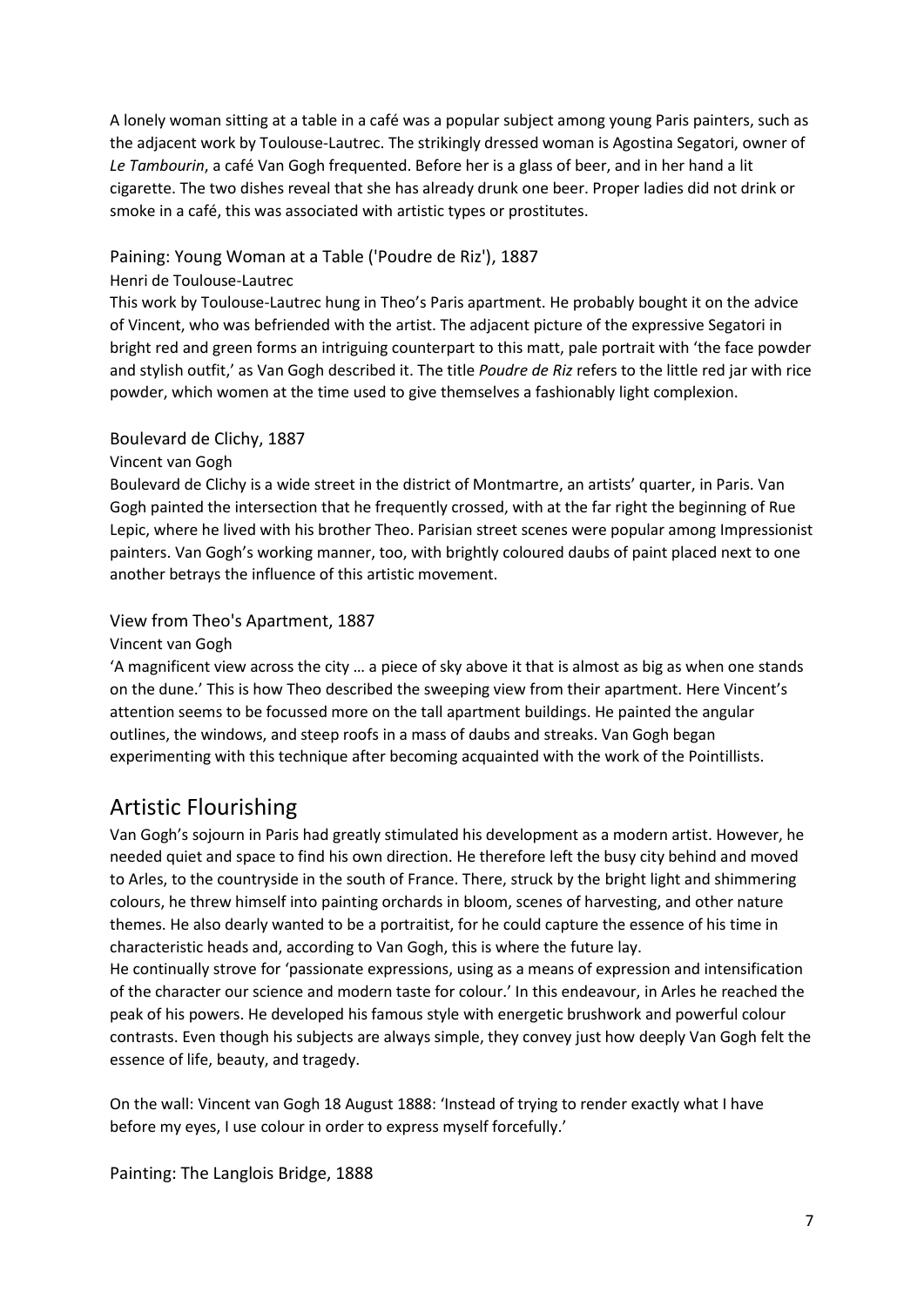A lonely woman sitting at a table in a café was a popular subject among young Paris painters, such as the adjacent work by Toulouse-Lautrec. The strikingly dressed woman is Agostina Segatori, owner of *Le Tambourin*, a café Van Gogh frequented. Before her is a glass of beer, and in her hand a lit cigarette. The two dishes reveal that she has already drunk one beer. Proper ladies did not drink or smoke in a café, this was associated with artistic types or prostitutes.

### Paining: Young Woman at a Table ('Poudre de Riz'), 1887

Henri de Toulouse-Lautrec

This work by Toulouse-Lautrec hung in Theo's Paris apartment. He probably bought it on the advice of Vincent, who was befriended with the artist. The adjacent picture of the expressive Segatori in bright red and green forms an intriguing counterpart to this matt, pale portrait with 'the face powder and stylish outfit,' as Van Gogh described it. The title *Poudre de Riz* refers to the little red jar with rice powder, which women at the time used to give themselves a fashionably light complexion.

### Boulevard de Clichy, 1887

Vincent van Gogh

Boulevard de Clichy is a wide street in the district of Montmartre, an artists' quarter, in Paris. Van Gogh painted the intersection that he frequently crossed, with at the far right the beginning of Rue Lepic, where he lived with his brother Theo. Parisian street scenes were popular among Impressionist painters. Van Gogh's working manner, too, with brightly coloured daubs of paint placed next to one another betrays the influence of this artistic movement.

### View from Theo's Apartment, 1887

Vincent van Gogh

'A magnificent view across the city … a piece of sky above it that is almost as big as when one stands on the dune.' This is how Theo described the sweeping view from their apartment. Here Vincent's attention seems to be focussed more on the tall apartment buildings. He painted the angular outlines, the windows, and steep roofs in a mass of daubs and streaks. Van Gogh began experimenting with this technique after becoming acquainted with the work of the Pointillists.

## Artistic Flourishing

Van Gogh's sojourn in Paris had greatly stimulated his development as a modern artist. However, he needed quiet and space to find his own direction. He therefore left the busy city behind and moved to Arles, to the countryside in the south of France. There, struck by the bright light and shimmering colours, he threw himself into painting orchards in bloom, scenes of harvesting, and other nature themes. He also dearly wanted to be a portraitist, for he could capture the essence of his time in characteristic heads and, according to Van Gogh, this is where the future lay.

He continually strove for 'passionate expressions, using as a means of expression and intensification of the character our science and modern taste for colour.' In this endeavour, in Arles he reached the peak of his powers. He developed his famous style with energetic brushwork and powerful colour contrasts. Even though his subjects are always simple, they convey just how deeply Van Gogh felt the essence of life, beauty, and tragedy.

On the wall: Vincent van Gogh 18 August 1888: 'Instead of trying to render exactly what I have before my eyes, I use colour in order to express myself forcefully.'

### Painting: The Langlois Bridge, 1888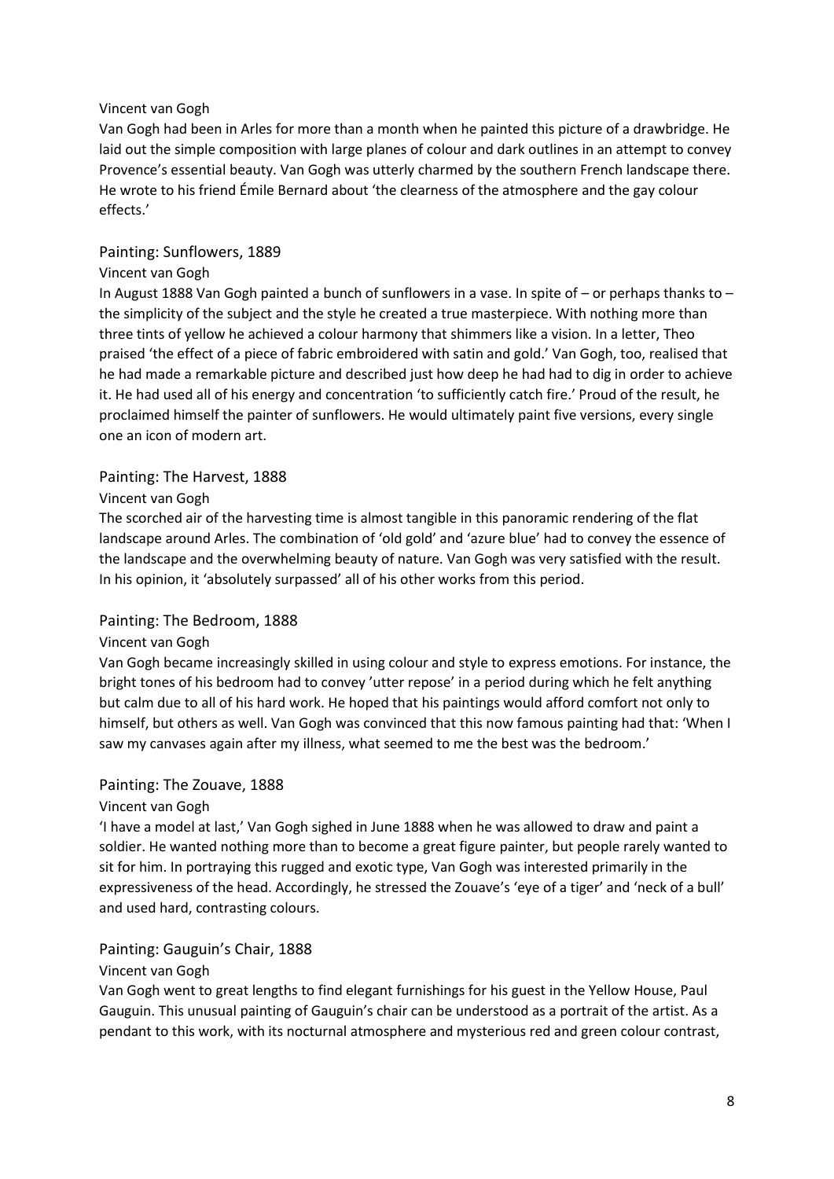Vincent van Gogh

Van Gogh had been in Arles for more than a month when he painted this picture of a drawbridge. He laid out the simple composition with large planes of colour and dark outlines in an attempt to convey Provence's essential beauty. Van Gogh was utterly charmed by the southern French landscape there. He wrote to his friend Émile Bernard about 'the clearness of the atmosphere and the gay colour effects.'

## Painting: Sunflowers, 1889

Vincent van Gogh

In August 1888 Van Gogh painted a bunch of sunflowers in a vase. In spite of – or perhaps thanks to – the simplicity of the subject and the style he created a true masterpiece. With nothing more than three tints of yellow he achieved a colour harmony that shimmers like a vision. In a letter, Theo praised 'the effect of a piece of fabric embroidered with satin and gold.' Van Gogh, too, realised that he had made a remarkable picture and described just how deep he had had to dig in order to achieve it. He had used all of his energy and concentration 'to sufficiently catch fire.' Proud of the result, he proclaimed himself the painter of sunflowers. He would ultimately paint five versions, every single one an icon of modern art.

## Painting: The Harvest, 1888

Vincent van Gogh

The scorched air of the harvesting time is almost tangible in this panoramic rendering of the flat landscape around Arles. The combination of 'old gold' and 'azure blue' had to convey the essence of the landscape and the overwhelming beauty of nature. Van Gogh was very satisfied with the result. In his opinion, it 'absolutely surpassed' all of his other works from this period.

## Painting: The Bedroom, 1888

Vincent van Gogh

Van Gogh became increasingly skilled in using colour and style to express emotions. For instance, the bright tones of his bedroom had to convey 'utter repose' in a period during which he felt anything but calm due to all of his hard work. He hoped that his paintings would afford comfort not only to himself, but others as well. Van Gogh was convinced that this now famous painting had that: 'When I saw my canvases again after my illness, what seemed to me the best was the bedroom.'

## Painting: The Zouave, 1888

Vincent van Gogh

'I have a model at last,' Van Gogh sighed in June 1888 when he was allowed to draw and paint a soldier. He wanted nothing more than to become a great figure painter, but people rarely wanted to sit for him. In portraying this rugged and exotic type, Van Gogh was interested primarily in the expressiveness of the head. Accordingly, he stressed the Zouave's 'eye of a tiger' and 'neck of a bull' and used hard, contrasting colours.

## Painting: Gauguin's Chair, 1888

Vincent van Gogh

Van Gogh went to great lengths to find elegant furnishings for his guest in the Yellow House, Paul Gauguin. This unusual painting of Gauguin's chair can be understood as a portrait of the artist. As a pendant to this work, with its nocturnal atmosphere and mysterious red and green colour contrast,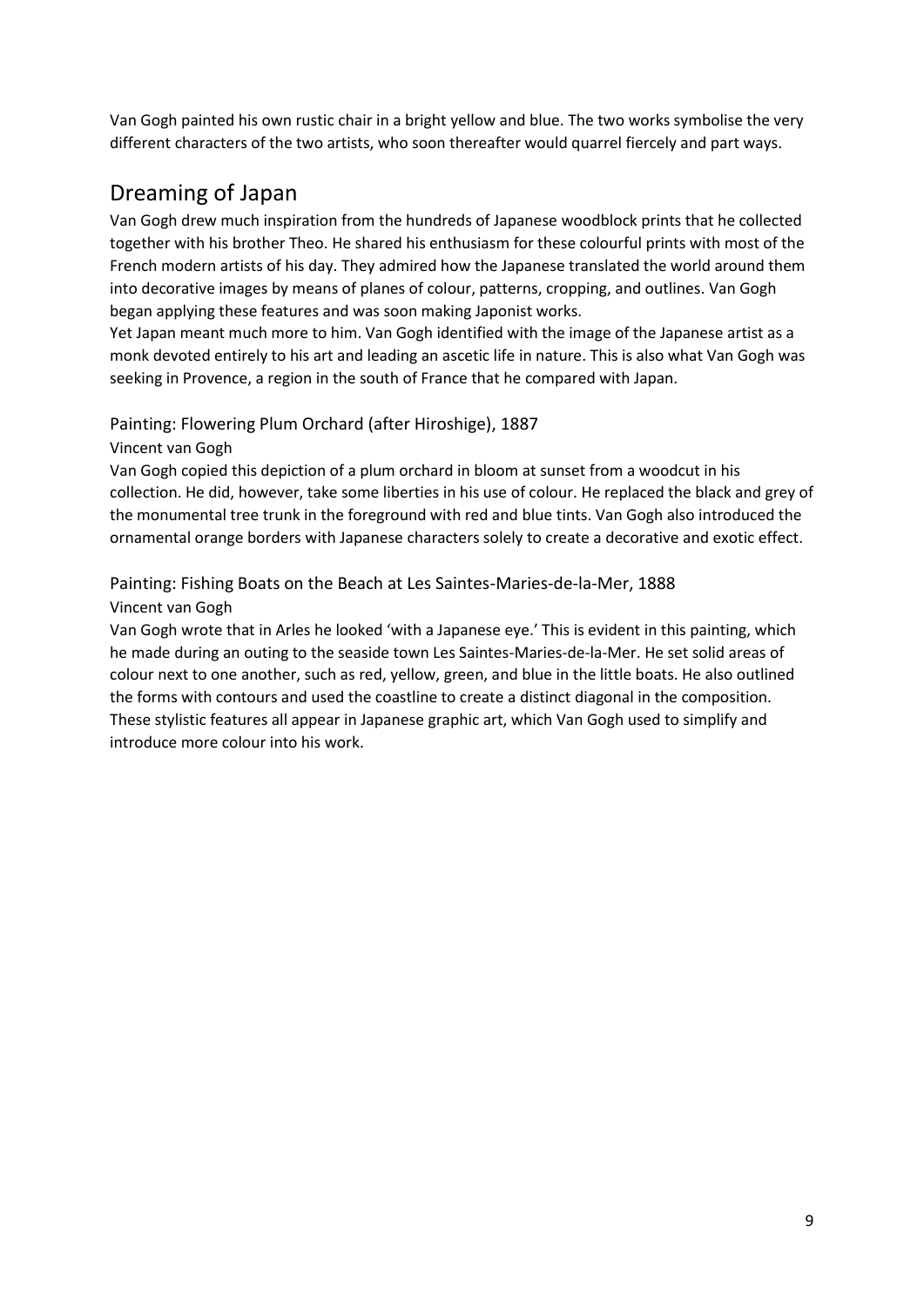Van Gogh painted his own rustic chair in a bright yellow and blue. The two works symbolise the very different characters of the two artists, who soon thereafter would quarrel fiercely and part ways.

## Dreaming of Japan

Van Gogh drew much inspiration from the hundreds of Japanese woodblock prints that he collected together with his brother Theo. He shared his enthusiasm for these colourful prints with most of the French modern artists of his day. They admired how the Japanese translated the world around them into decorative images by means of planes of colour, patterns, cropping, and outlines. Van Gogh began applying these features and was soon making Japonist works.

Yet Japan meant much more to him. Van Gogh identified with the image of the Japanese artist as a monk devoted entirely to his art and leading an ascetic life in nature. This is also what Van Gogh was seeking in Provence, a region in the south of France that he compared with Japan.

### Painting: Flowering Plum Orchard (after Hiroshige), 1887

Vincent van Gogh

Van Gogh copied this depiction of a plum orchard in bloom at sunset from a woodcut in his collection. He did, however, take some liberties in his use of colour. He replaced the black and grey of the monumental tree trunk in the foreground with red and blue tints. Van Gogh also introduced the ornamental orange borders with Japanese characters solely to create a decorative and exotic effect.

### Painting: Fishing Boats on the Beach at Les Saintes-Maries-de-la-Mer, 1888

Vincent van Gogh

Van Gogh wrote that in Arles he looked 'with a Japanese eye.' This is evident in this painting, which he made during an outing to the seaside town Les Saintes-Maries-de-la-Mer. He set solid areas of colour next to one another, such as red, yellow, green, and blue in the little boats. He also outlined the forms with contours and used the coastline to create a distinct diagonal in the composition. These stylistic features all appear in Japanese graphic art, which Van Gogh used to simplify and introduce more colour into his work.